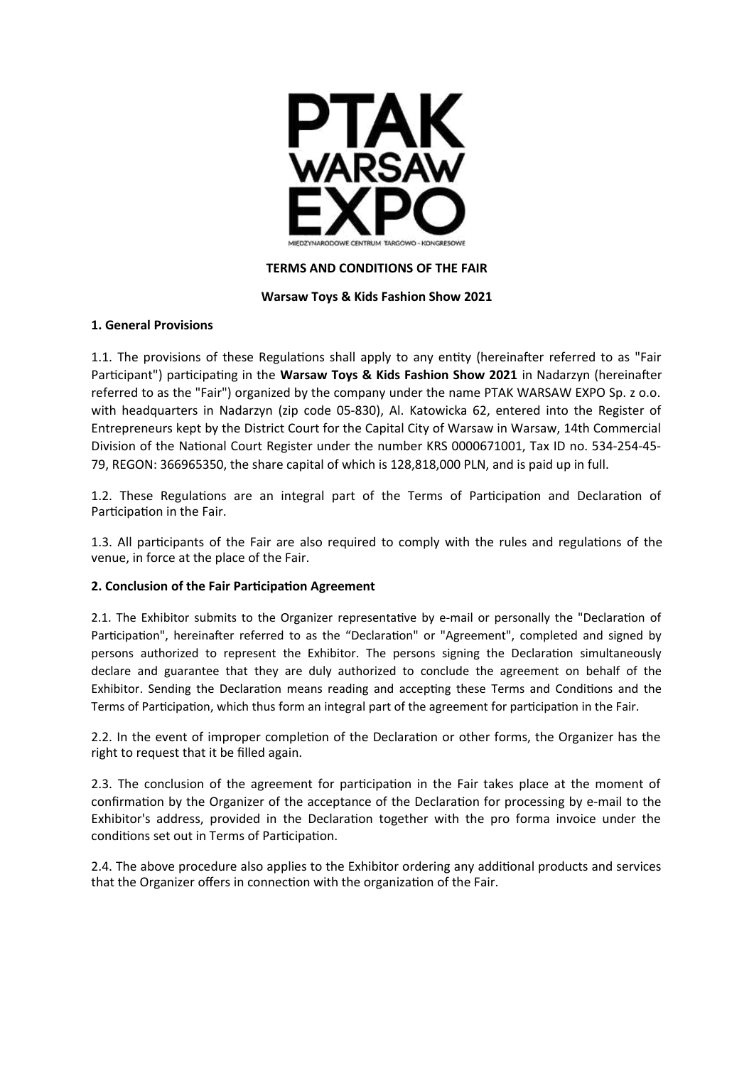PTAK WARSAW EXPO

MIĘDZYNARODOWE CENTRUM TARGOWO - KONGRESOWE

**TERMS AND CONDITIONS OF THE FAIR**

**Warsaw Toys & Kids Fashion Show 2021**

**1. General Provisions**

1.1. The provisions of these Regulations shall apply to any entity (hereinafter referred to as "Fair Participant") participating in the **Warsaw Toys & Kids Fashion Show 2021** in Nadarzyn (hereinafter referred to as the "Fair") organized by the company under the name PTAK WARSAW EXPO Sp. z o.o. with headquarters in Nadarzyn (zip code 05-830), Al. Katowicka 62, entered into the Register of Entrepreneurs kept by the District Court for the Capital City of Warsaw in Warsaw, 14th Commercial Division of the National Court Register under the number KRS 0000671001, Tax ID no. 534-254-45-79, REGON: 366965350, the share capital of which is 128,818,000 PLN, and is paid up in full.

1.2. These Regulations are an integral part of the Terms of Participation and Declaration of Participation in the Fair.

1.3. All participants of the Fair are also required to comply with the rules and regulations of the venue, in force at the place of the Fair.

**2. Conclusion of the Fair Participation Agreement**

2.1. The Exhibitor submits to the Organizer representative by e-mail or personally the "Declaration of Participation", hereinafter referred to as the "Declaration" or "Agreement", completed and signed by persons authorized to represent the Exhibitor. The persons signing the Declaration simultaneously declare and guarantee that they are duly authorized to conclude the agreement on behalf of the Exhibitor. Sending the Declaration means reading and accepting these Terms and Conditions and the Terms of Participation, which thus form an integral part of the agreement for participation in the Fair.

2.2. In the event of improper completion of the Declaration or other forms, the Organizer has the right to request that it be filled again.

2.3. The conclusion of the agreement for participation in the Fair takes place at the moment of confirmation by the Organizer of the acceptance of the Declaration for processing by e-mail to the Exhibitor's address, provided in the Declaration together with the pro forma invoice under the conditions set out in Terms of Participation.

2.4. The above procedure also applies to the Exhibitor ordering any additional products and services that the Organizer offers in connection with the organization of the Fair.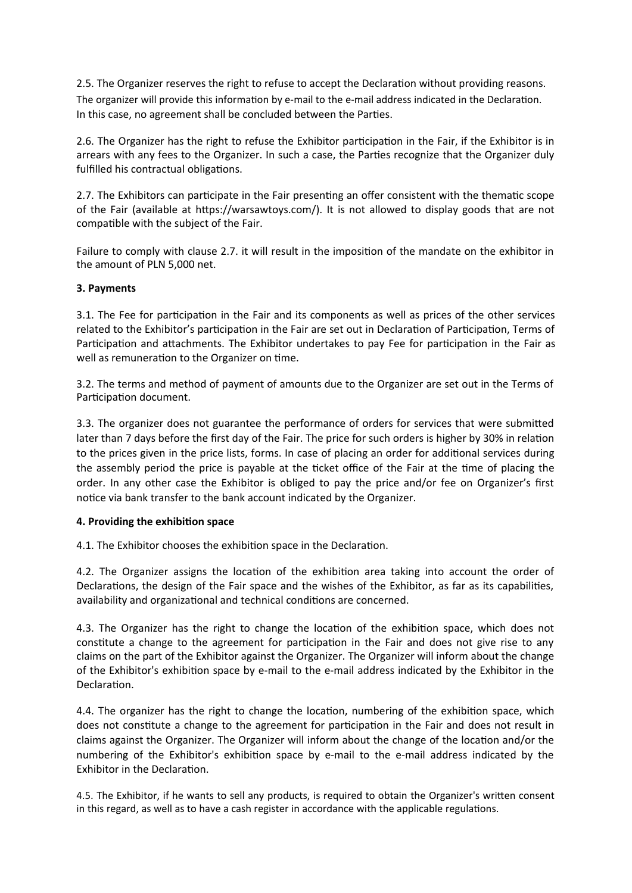2.5. The Organizer reserves the right to refuse to accept the Declaration without providing reasons. The organizer will provide this information by e-mail to the e-mail address indicated in the Declaration. In this case, no agreement shall be concluded between the Parties.

2.6. The Organizer has the right to refuse the Exhibitor participation in the Fair, if the Exhibitor is in arrears with any fees to the Organizer. In such a case, the Parties recognize that the Organizer duly fulfilled his contractual obligations.

2.7. The Exhibitors can participate in the Fair presenting an offer consistent with the thematic scope of the Fair (available at https://warsawtoys.com/). It is not allowed to display goods that are not compatible with the subject of the Fair.

Failure to comply with clause 2.7. it will result in the imposition of the mandate on the exhibitor in the amount of PLN 5,000 net.

**3. Payments**

3.1. The Fee for participation in the Fair and its components as well as prices of the other services related to the Exhibitor's participation in the Fair are set out in Declaration of Participation, Terms of Participation and attachments. The Exhibitor undertakes to pay Fee for participation in the Fair as well as remuneration to the Organizer on time.

3.2. The terms and method of payment of amounts due to the Organizer are set out in the Terms of Participation document.

3.3. The organizer does not guarantee the performance of orders for services that were submitted later than 7 days before the first day of the Fair. The price for such orders is higher by 30% in relation to the prices given in the price lists, forms. In case of placing an order for additional services during the assembly period the price is payable at the ticket office of the Fair at the time of placing the order. In any other case the Exhibitor is obliged to pay the price and/or fee on Organizer's first notice via bank transfer to the bank account indicated by the Organizer.

**4. Providing the exhibition space**

4.1. The Exhibitor chooses the exhibition space in the Declaration.

4.2. The Organizer assigns the location of the exhibition area taking into account the order of Declarations, the design of the Fair space and the wishes of the Exhibitor, as far as its capabilities, availability and organizational and technical conditions are concerned.

4.3. The Organizer has the right to change the location of the exhibition space, which does not constitute a change to the agreement for participation in the Fair and does not give rise to any claims on the part of the Exhibitor against the Organizer. The Organizer will inform about the change of the Exhibitor's exhibition space by e-mail to the e-mail address indicated by the Exhibitor in the Declaration.

4.4. The organizer has the right to change the location, numbering of the exhibition space, which does not constitute a change to the agreement for participation in the Fair and does not result in claims against the Organizer. The Organizer will inform about the change of the location and/or the numbering of the Exhibitor's exhibition space by e-mail to the e-mail address indicated by the Exhibitor in the Declaration.

4.5. The Exhibitor, if he wants to sell any products, is required to obtain the Organizer's written consent in this regard, as well as to have a cash register in accordance with the applicable regulations.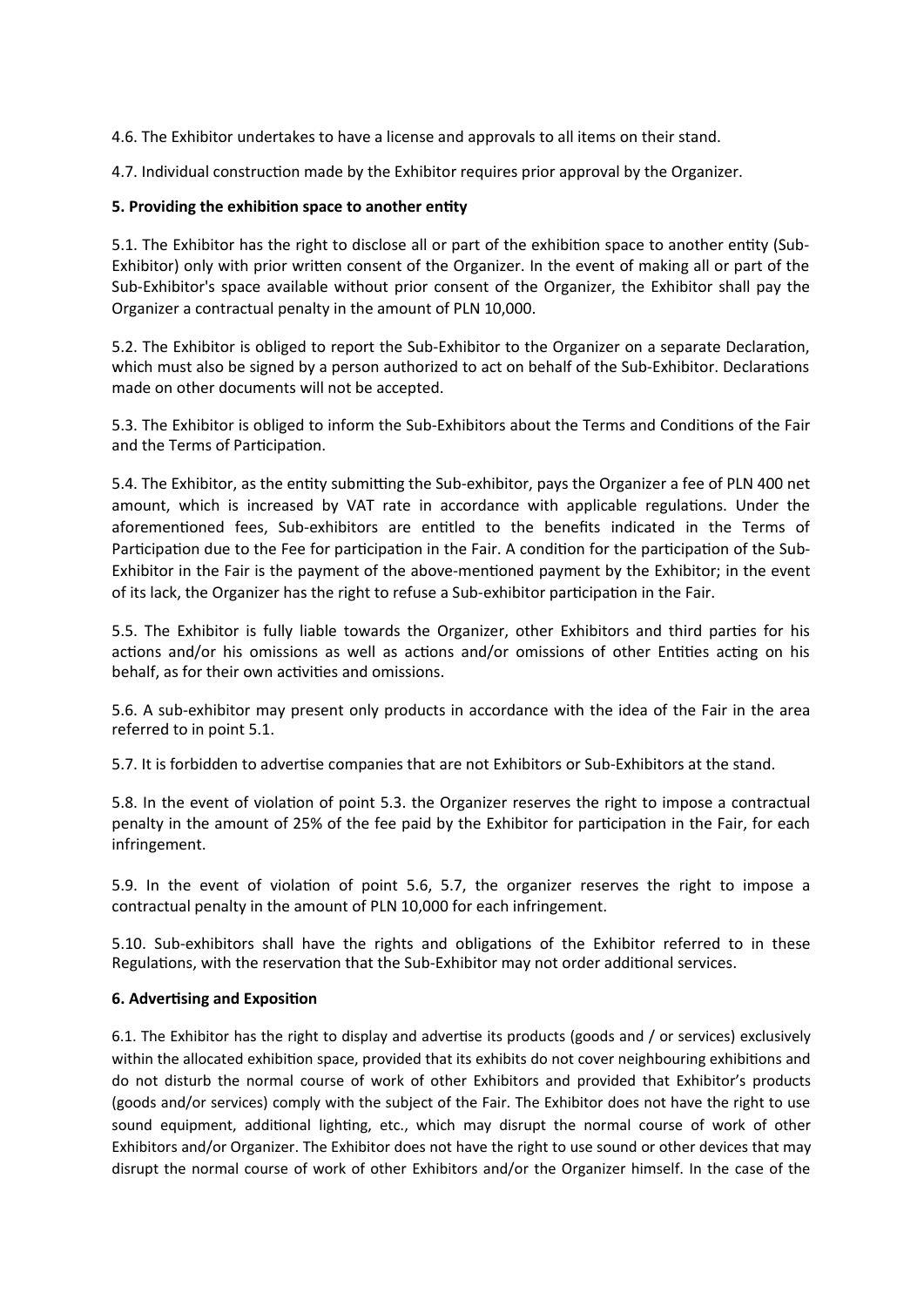4.6. The Exhibitor undertakes to have a license and approvals to all items on their stand.

4.7. Individual construction made by the Exhibitor requires prior approval by the Organizer.

**5. Providing the exhibition space to another entity**

5.1. The Exhibitor has the right to disclose all or part of the exhibition space to another entity (Sub-Exhibitor) only with prior written consent of the Organizer. In the event of making all or part of the Sub-Exhibitor's space available without prior consent of the Organizer, the Exhibitor shall pay the Organizer a contractual penalty in the amount of PLN 10,000.

5.2. The Exhibitor is obliged to report the Sub-Exhibitor to the Organizer on a separate Declaration, which must also be signed by a person authorized to act on behalf of the Sub-Exhibitor. Declarations made on other documents will not be accepted.

5.3. The Exhibitor is obliged to inform the Sub-Exhibitors about the Terms and Conditions of the Fair and the Terms of Participation.

5.4. The Exhibitor, as the entity submitting the Sub-exhibitor, pays the Organizer a fee of PLN 400 net amount, which is increased by VAT rate in accordance with applicable regulations. Under the aforementioned fees, Sub-exhibitors are entitled to the benefits indicated in the Terms of Participation due to the Fee for participation in the Fair. A condition for the participation of the Sub-Exhibitor in the Fair is the payment of the above-mentioned payment by the Exhibitor; in the event of its lack, the Organizer has the right to refuse a Sub-exhibitor participation in the Fair.

5.5. The Exhibitor is fully liable towards the Organizer, other Exhibitors and third parties for his actions and/or his omissions as well as actions and/or omissions of other Entities acting on his behalf, as for their own activities and omissions.

5.6. A sub-exhibitor may present only products in accordance with the idea of the Fair in the area referred to in point 5.1.

5.7. It is forbidden to advertise companies that are not Exhibitors or Sub-Exhibitors at the stand.

5.8. In the event of violation of point 5.3. the Organizer reserves the right to impose a contractual penalty in the amount of 25% of the fee paid by the Exhibitor for participation in the Fair, for each infringement.

5.9. In the event of violation of point 5.6, 5.7, the organizer reserves the right to impose a contractual penalty in the amount of PLN 10,000 for each infringement.

5.10. Sub-exhibitors shall have the rights and obligations of the Exhibitor referred to in these Regulations, with the reservation that the Sub-Exhibitor may not order additional services.

**6. Advertising and Exposition**

6.1. The Exhibitor has the right to display and advertise its products (goods and / or services) exclusively within the allocated exhibition space, provided that its exhibits do not cover neighbouring exhibitions and do not disturb the normal course of work of other Exhibitors and provided that Exhibitor's products (goods and/or services) comply with the subject of the Fair. The Exhibitor does not have the right to use sound equipment, additional lighting, etc., which may disrupt the normal course of work of other Exhibitors and/or Organizer. The Exhibitor does not have the right to use sound or other devices that may disrupt the normal course of work of other Exhibitors and/or the Organizer himself. In the case of the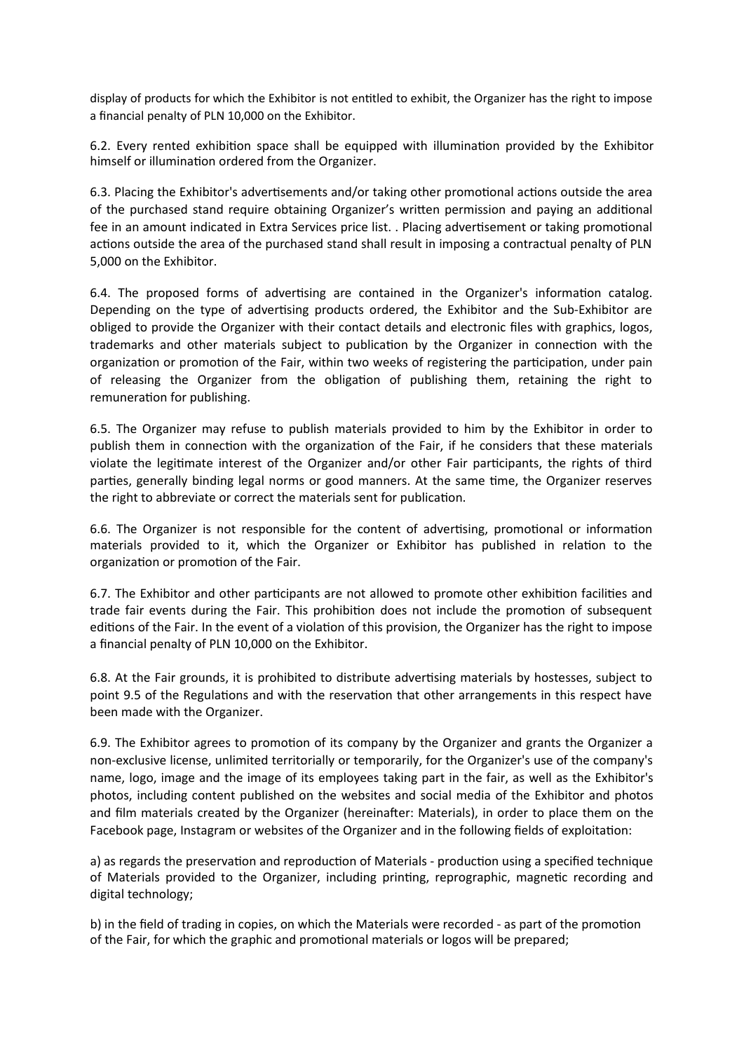display of products for which the Exhibitor is not entitled to exhibit, the Organizer has the right to impose a financial penalty of PLN 10,000 on the Exhibitor.

6.2. Every rented exhibition space shall be equipped with illumination provided by the Exhibitor himself or illumination ordered from the Organizer.

6.3. Placing the Exhibitor's advertisements and/or taking other promotional actions outside the area of the purchased stand require obtaining Organizer's written permission and paying an additional fee in an amount indicated in Extra Services price list. . Placing advertisement or taking promotional actions outside the area of the purchased stand shall result in imposing a contractual penalty of PLN 5,000 on the Exhibitor.

6.4. The proposed forms of advertising are contained in the Organizer's information catalog. Depending on the type of advertising products ordered, the Exhibitor and the Sub-Exhibitor are obliged to provide the Organizer with their contact details and electronic files with graphics, logos, trademarks and other materials subject to publication by the Organizer in connection with the organization or promotion of the Fair, within two weeks of registering the participation, under pain of releasing the Organizer from the obligation of publishing them, retaining the right to remuneration for publishing.

6.5. The Organizer may refuse to publish materials provided to him by the Exhibitor in order to publish them in connection with the organization of the Fair, if he considers that these materials violate the legitimate interest of the Organizer and/or other Fair participants, the rights of third parties, generally binding legal norms or good manners. At the same time, the Organizer reserves the right to abbreviate or correct the materials sent for publication.

6.6. The Organizer is not responsible for the content of advertising, promotional or information materials provided to it, which the Organizer or Exhibitor has published in relation to the organization or promotion of the Fair.

6.7. The Exhibitor and other participants are not allowed to promote other exhibition facilities and trade fair events during the Fair. This prohibition does not include the promotion of subsequent editions of the Fair. In the event of a violation of this provision, the Organizer has the right to impose a financial penalty of PLN 10,000 on the Exhibitor.

6.8. At the Fair grounds, it is prohibited to distribute advertising materials by hostesses, subject to point 9.5 of the Regulations and with the reservation that other arrangements in this respect have been made with the Organizer.

6.9. The Exhibitor agrees to promotion of its company by the Organizer and grants the Organizer a non-exclusive license, unlimited territorially or temporarily, for the Organizer's use of the company's name, logo, image and the image of its employees taking part in the fair, as well as the Exhibitor's photos, including content published on the websites and social media of the Exhibitor and photos and film materials created by the Organizer (hereinafter: Materials), in order to place them on the Facebook page, Instagram or websites of the Organizer and in the following fields of exploitation:

a) as regards the preservation and reproduction of Materials - production using a specified technique of Materials provided to the Organizer, including printing, reprographic, magnetic recording and digital technology;

b) in the field of trading in copies, on which the Materials were recorded - as part of the promotion of the Fair, for which the graphic and promotional materials or logos will be prepared;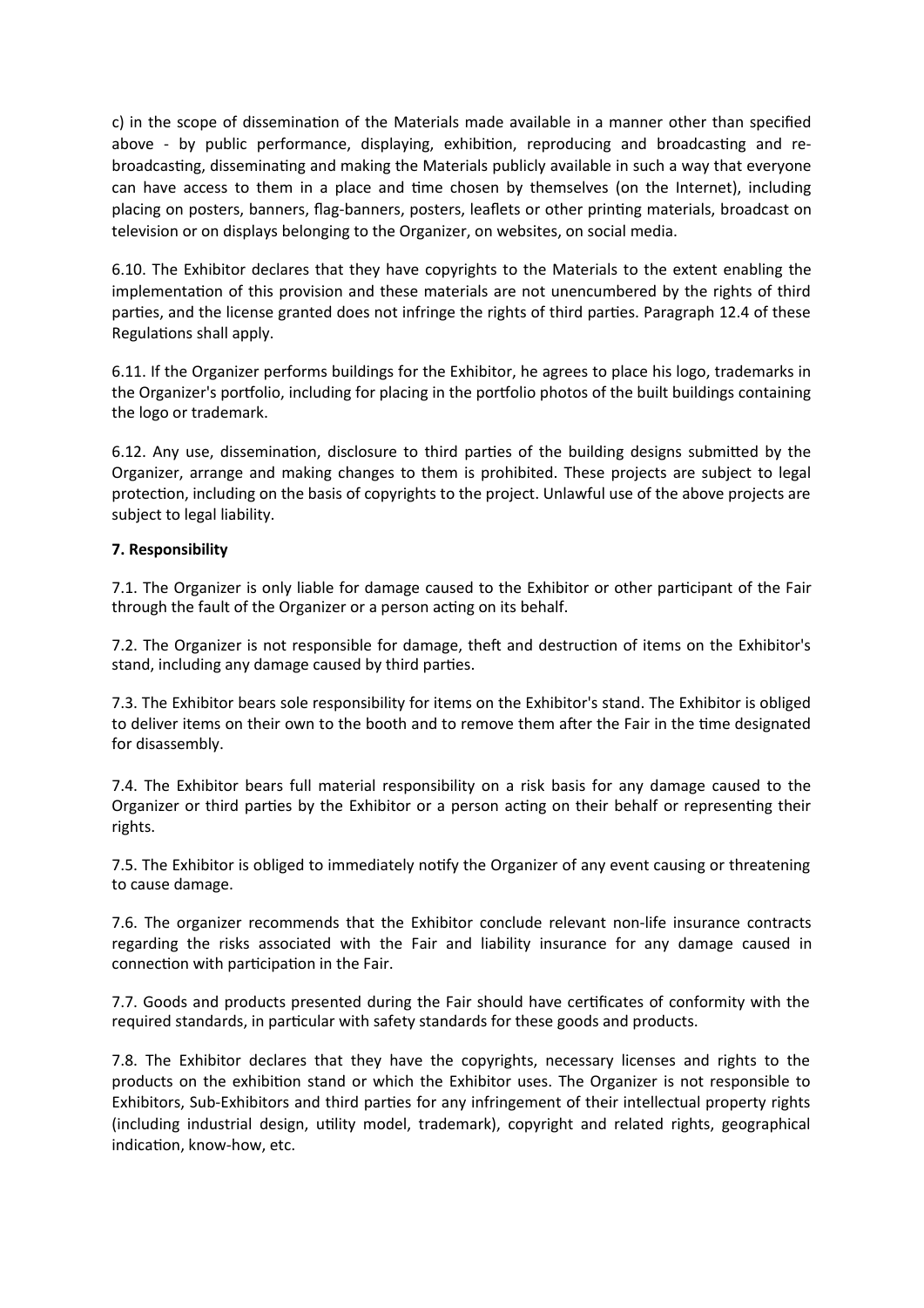c) in the scope of dissemination of the Materials made available in a manner other than specified above - by public performance, displaying, exhibition, reproducing and broadcasting and re-broadcasting, disseminating and making the Materials publicly available in such a way that everyone can have access to them in a place and time chosen by themselves (on the Internet), including placing on posters, banners, flag-banners, posters, leaflets or other printing materials, broadcast on television or on displays belonging to the Organizer, on websites, on social media.

6.10. The Exhibitor declares that they have copyrights to the Materials to the extent enabling the implementation of this provision and these materials are not unencumbered by the rights of third parties, and the license granted does not infringe the rights of third parties. Paragraph 12.4 of these Regulations shall apply.

6.11. If the Organizer performs buildings for the Exhibitor, he agrees to place his logo, trademarks in the Organizer's portfolio, including for placing in the portfolio photos of the built buildings containing the logo or trademark.

6.12. Any use, dissemination, disclosure to third parties of the building designs submitted by the Organizer, arrange and making changes to them is prohibited. These projects are subject to legal protection, including on the basis of copyrights to the project. Unlawful use of the above projects are subject to legal liability.

**7. Responsibility**

7.1. The Organizer is only liable for damage caused to the Exhibitor or other participant of the Fair through the fault of the Organizer or a person acting on its behalf.

7.2. The Organizer is not responsible for damage, theft and destruction of items on the Exhibitor's stand, including any damage caused by third parties.

7.3. The Exhibitor bears sole responsibility for items on the Exhibitor's stand. The Exhibitor is obliged to deliver items on their own to the booth and to remove them after the Fair in the time designated for disassembly.

7.4. The Exhibitor bears full material responsibility on a risk basis for any damage caused to the Organizer or third parties by the Exhibitor or a person acting on their behalf or representing their rights.

7.5. The Exhibitor is obliged to immediately notify the Organizer of any event causing or threatening to cause damage.

7.6. The organizer recommends that the Exhibitor conclude relevant non-life insurance contracts regarding the risks associated with the Fair and liability insurance for any damage caused in connection with participation in the Fair.

7.7. Goods and products presented during the Fair should have certificates of conformity with the required standards, in particular with safety standards for these goods and products.

7.8. The Exhibitor declares that they have the copyrights, necessary licenses and rights to the products on the exhibition stand or which the Exhibitor uses. The Organizer is not responsible to Exhibitors, Sub-Exhibitors and third parties for any infringement of their intellectual property rights (including industrial design, utility model, trademark), copyright and related rights, geographical indication, know-how, etc.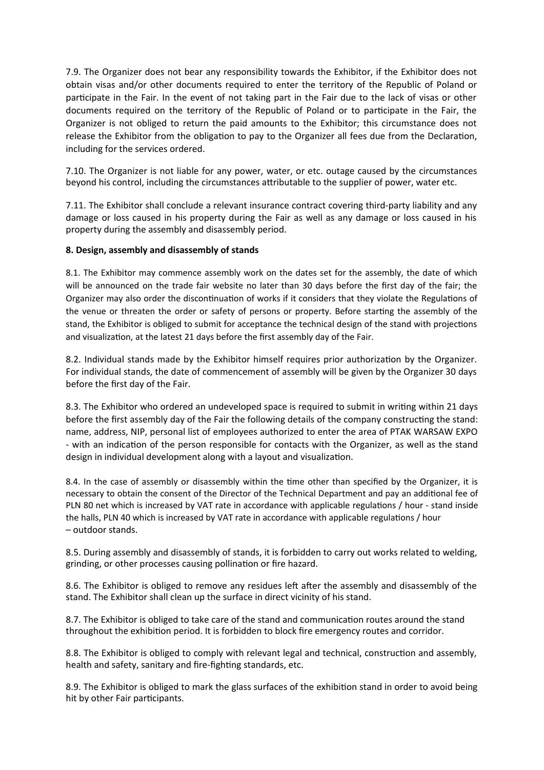7.9. The Organizer does not bear any responsibility towards the Exhibitor, if the Exhibitor does not obtain visas and/or other documents required to enter the territory of the Republic of Poland or participate in the Fair. In the event of not taking part in the Fair due to the lack of visas or other documents required on the territory of the Republic of Poland or to participate in the Fair, the Organizer is not obliged to return the paid amounts to the Exhibitor; this circumstance does not release the Exhibitor from the obligation to pay to the Organizer all fees due from the Declaration, including for the services ordered.

7.10. The Organizer is not liable for any power, water, or etc. outage caused by the circumstances beyond his control, including the circumstances attributable to the supplier of power, water etc.

7.11. The Exhibitor shall conclude a relevant insurance contract covering third-party liability and any damage or loss caused in his property during the Fair as well as any damage or loss caused in his property during the assembly and disassembly period.

**8. Design, assembly and disassembly of stands**

8.1. The Exhibitor may commence assembly work on the dates set for the assembly, the date of which will be announced on the trade fair website no later than 30 days before the first day of the fair; the Organizer may also order the discontinuation of works if it considers that they violate the Regulations of the venue or threaten the order or safety of persons or property. Before starting the assembly of the stand, the Exhibitor is obliged to submit for acceptance the technical design of the stand with projections and visualization, at the latest 21 days before the first assembly day of the Fair.

8.2. Individual stands made by the Exhibitor himself requires prior authorization by the Organizer. For individual stands, the date of commencement of assembly will be given by the Organizer 30 days before the first day of the Fair.

8.3. The Exhibitor who ordered an undeveloped space is required to submit in writing within 21 days before the first assembly day of the Fair the following details of the company constructing the stand: name, address, NIP, personal list of employees authorized to enter the area of PTAK WARSAW EXPO - with an indication of the person responsible for contacts with the Organizer, as well as the stand design in individual development along with a layout and visualization.

8.4. In the case of assembly or disassembly within the time other than specified by the Organizer, it is necessary to obtain the consent of the Director of the Technical Department and pay an additional fee of PLN 80 net which is increased by VAT rate in accordance with applicable regulations / hour - stand inside the halls, PLN 40 which is increased by VAT rate in accordance with applicable regulations / hour – outdoor stands.

8.5. During assembly and disassembly of stands, it is forbidden to carry out works related to welding, grinding, or other processes causing pollination or fire hazard.

8.6. The Exhibitor is obliged to remove any residues left after the assembly and disassembly of the stand. The Exhibitor shall clean up the surface in direct vicinity of his stand.

8.7. The Exhibitor is obliged to take care of the stand and communication routes around the stand throughout the exhibition period. It is forbidden to block fire emergency routes and corridor.

8.8. The Exhibitor is obliged to comply with relevant legal and technical, construction and assembly, health and safety, sanitary and fire-fighting standards, etc.

8.9. The Exhibitor is obliged to mark the glass surfaces of the exhibition stand in order to avoid being hit by other Fair participants.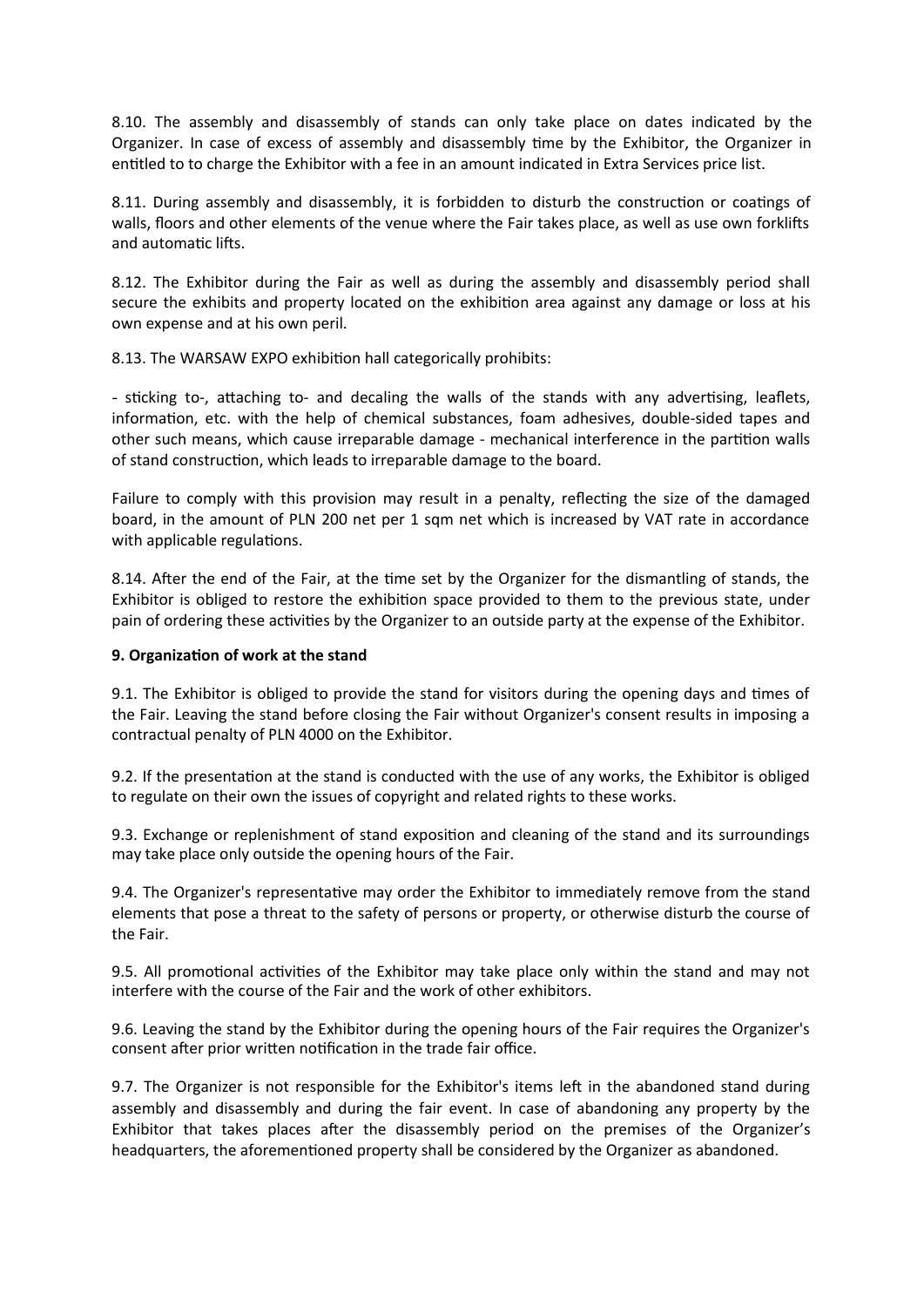8.10. The assembly and disassembly of stands can only take place on dates indicated by the Organizer. In case of excess of assembly and disassembly time by the Exhibitor, the Organizer in entitled to to charge the Exhibitor with a fee in an amount indicated in Extra Services price list.

8.11. During assembly and disassembly, it is forbidden to disturb the construction or coatings of walls, floors and other elements of the venue where the Fair takes place, as well as use own forklifts and automatic lifts.

8.12. The Exhibitor during the Fair as well as during the assembly and disassembly period shall secure the exhibits and property located on the exhibition area against any damage or loss at his own expense and at his own peril.

8.13. The WARSAW EXPO exhibition hall categorically prohibits:

- sticking to-, attaching to- and decaling the walls of the stands with any advertising, leaflets, information, etc. with the help of chemical substances, foam adhesives, double-sided tapes and other such means, which cause irreparable damage - mechanical interference in the partition walls of stand construction, which leads to irreparable damage to the board.

Failure to comply with this provision may result in a penalty, reflecting the size of the damaged board, in the amount of PLN 200 net per 1 sqm net which is increased by VAT rate in accordance with applicable regulations.

8.14. After the end of the Fair, at the time set by the Organizer for the dismantling of stands, the Exhibitor is obliged to restore the exhibition space provided to them to the previous state, under pain of ordering these activities by the Organizer to an outside party at the expense of the Exhibitor.

**9. Organization of work at the stand**

9.1. The Exhibitor is obliged to provide the stand for visitors during the opening days and times of the Fair. Leaving the stand before closing the Fair without Organizer's consent results in imposing a contractual penalty of PLN 4000 on the Exhibitor.

9.2. If the presentation at the stand is conducted with the use of any works, the Exhibitor is obliged to regulate on their own the issues of copyright and related rights to these works.

9.3. Exchange or replenishment of stand exposition and cleaning of the stand and its surroundings may take place only outside the opening hours of the Fair.

9.4. The Organizer's representative may order the Exhibitor to immediately remove from the stand elements that pose a threat to the safety of persons or property, or otherwise disturb the course of the Fair.

9.5. All promotional activities of the Exhibitor may take place only within the stand and may not interfere with the course of the Fair and the work of other exhibitors.

9.6. Leaving the stand by the Exhibitor during the opening hours of the Fair requires the Organizer's consent after prior written notification in the trade fair office.

9.7. The Organizer is not responsible for the Exhibitor's items left in the abandoned stand during assembly and disassembly and during the fair event. In case of abandoning any property by the Exhibitor that takes places after the disassembly period on the premises of the Organizer's headquarters, the aforementioned property shall be considered by the Organizer as abandoned.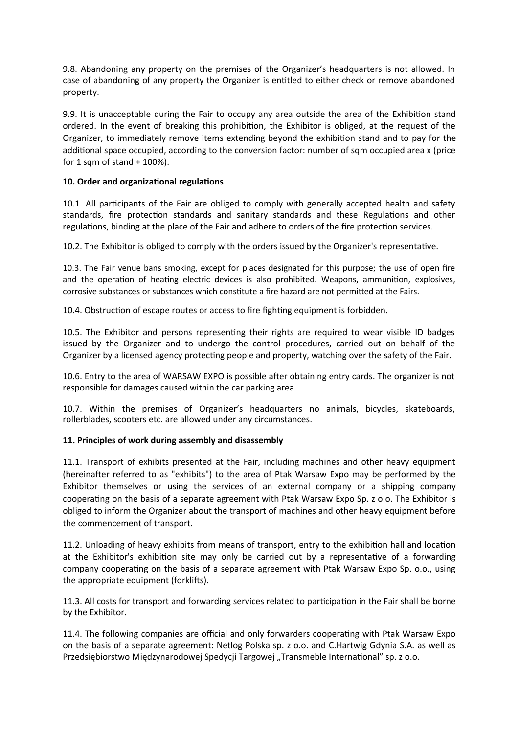9.8. Abandoning any property on the premises of the Organizer's headquarters is not allowed. In case of abandoning of any property the Organizer is entitled to either check or remove abandoned property.

9.9. It is unacceptable during the Fair to occupy any area outside the area of the Exhibition stand ordered. In the event of breaking this prohibition, the Exhibitor is obliged, at the request of the Organizer, to immediately remove items extending beyond the exhibition stand and to pay for the additional space occupied, according to the conversion factor: number of sqm occupied area x (price for 1 sqm of stand + 100%).

**10. Order and organizational regulations**

10.1. All participants of the Fair are obliged to comply with generally accepted health and safety standards, fire protection standards and sanitary standards and these Regulations and other regulations, binding at the place of the Fair and adhere to orders of the fire protection services.

10.2. The Exhibitor is obliged to comply with the orders issued by the Organizer's representative.

10.3. The Fair venue bans smoking, except for places designated for this purpose; the use of open fire and the operation of heating electric devices is also prohibited. Weapons, ammunition, explosives, corrosive substances or substances which constitute a fire hazard are not permitted at the Fairs.

10.4. Obstruction of escape routes or access to fire fighting equipment is forbidden.

10.5. The Exhibitor and persons representing their rights are required to wear visible ID badges issued by the Organizer and to undergo the control procedures, carried out on behalf of the Organizer by a licensed agency protecting people and property, watching over the safety of the Fair.

10.6. Entry to the area of WARSAW EXPO is possible after obtaining entry cards. The organizer is not responsible for damages caused within the car parking area.

10.7. Within the premises of Organizer's headquarters no animals, bicycles, skateboards, rollerblades, scooters etc. are allowed under any circumstances.

**11. Principles of work during assembly and disassembly**

11.1. Transport of exhibits presented at the Fair, including machines and other heavy equipment (hereinafter referred to as "exhibits") to the area of Ptak Warsaw Expo may be performed by the Exhibitor themselves or using the services of an external company or a shipping company cooperating on the basis of a separate agreement with Ptak Warsaw Expo Sp. z o.o. The Exhibitor is obliged to inform the Organizer about the transport of machines and other heavy equipment before the commencement of transport.

11.2. Unloading of heavy exhibits from means of transport, entry to the exhibition hall and location at the Exhibitor's exhibition site may only be carried out by a representative of a forwarding company cooperating on the basis of a separate agreement with Ptak Warsaw Expo Sp. o.o., using the appropriate equipment (forklifts).

11.3. All costs for transport and forwarding services related to participation in the Fair shall be borne by the Exhibitor.

11.4. The following companies are official and only forwarders cooperating with Ptak Warsaw Expo on the basis of a separate agreement: Netlog Polska sp. z o.o. and C.Hartwig Gdynia S.A. as well as Przedsiębiorstwo Międzynarodowej Spedycji Targowej „Transmeble International" sp. z o.o.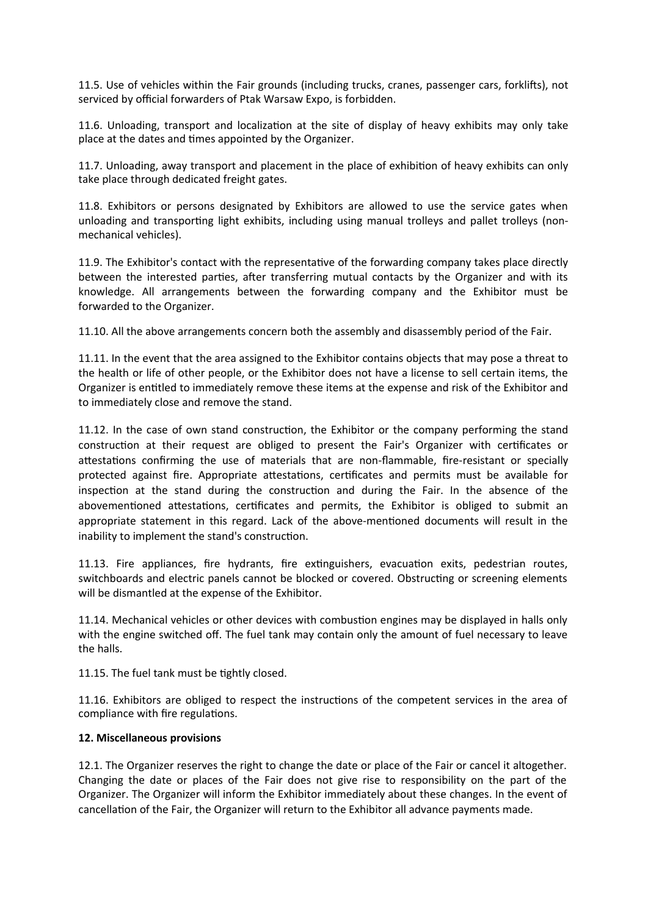11.5. Use of vehicles within the Fair grounds (including trucks, cranes, passenger cars, forklifts), not serviced by official forwarders of Ptak Warsaw Expo, is forbidden.

11.6. Unloading, transport and localization at the site of display of heavy exhibits may only take place at the dates and times appointed by the Organizer.

11.7. Unloading, away transport and placement in the place of exhibition of heavy exhibits can only take place through dedicated freight gates.

11.8. Exhibitors or persons designated by Exhibitors are allowed to use the service gates when unloading and transporting light exhibits, including using manual trolleys and pallet trolleys (non-mechanical vehicles).

11.9. The Exhibitor's contact with the representative of the forwarding company takes place directly between the interested parties, after transferring mutual contacts by the Organizer and with its knowledge. All arrangements between the forwarding company and the Exhibitor must be forwarded to the Organizer.

11.10. All the above arrangements concern both the assembly and disassembly period of the Fair.

11.11. In the event that the area assigned to the Exhibitor contains objects that may pose a threat to the health or life of other people, or the Exhibitor does not have a license to sell certain items, the Organizer is entitled to immediately remove these items at the expense and risk of the Exhibitor and to immediately close and remove the stand.

11.12. In the case of own stand construction, the Exhibitor or the company performing the stand construction at their request are obliged to present the Fair's Organizer with certificates or attestations confirming the use of materials that are non-flammable, fire-resistant or specially protected against fire. Appropriate attestations, certificates and permits must be available for inspection at the stand during the construction and during the Fair. In the absence of the abovementioned attestations, certificates and permits, the Exhibitor is obliged to submit an appropriate statement in this regard. Lack of the above-mentioned documents will result in the inability to implement the stand's construction.

11.13. Fire appliances, fire hydrants, fire extinguishers, evacuation exits, pedestrian routes, switchboards and electric panels cannot be blocked or covered. Obstructing or screening elements will be dismantled at the expense of the Exhibitor.

11.14. Mechanical vehicles or other devices with combustion engines may be displayed in halls only with the engine switched off. The fuel tank may contain only the amount of fuel necessary to leave the halls.

11.15. The fuel tank must be tightly closed.

11.16. Exhibitors are obliged to respect the instructions of the competent services in the area of compliance with fire regulations.

**12. Miscellaneous provisions**

12.1. The Organizer reserves the right to change the date or place of the Fair or cancel it altogether. Changing the date or places of the Fair does not give rise to responsibility on the part of the Organizer. The Organizer will inform the Exhibitor immediately about these changes. In the event of cancellation of the Fair, the Organizer will return to the Exhibitor all advance payments made.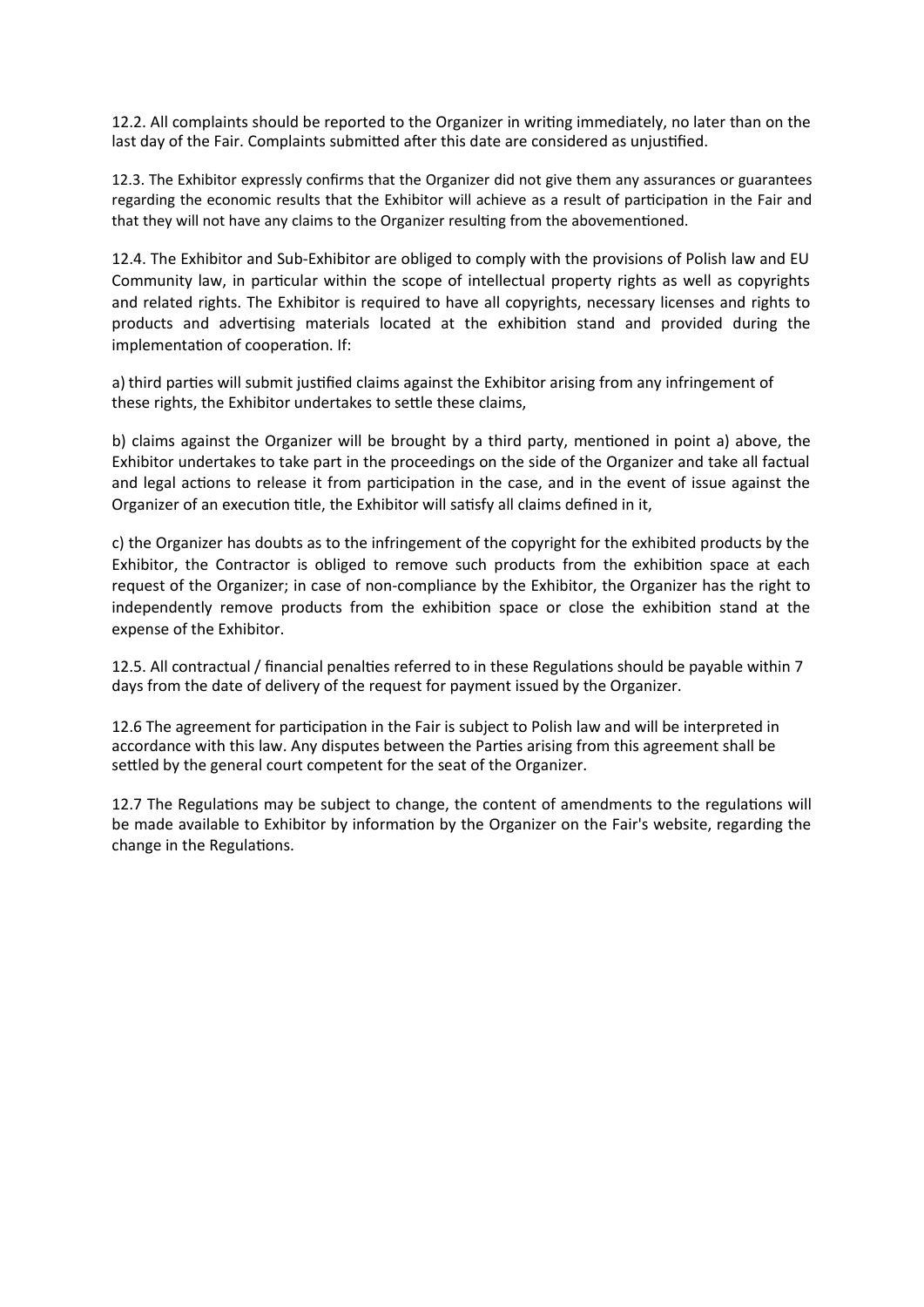12.2. All complaints should be reported to the Organizer in writing immediately, no later than on the last day of the Fair. Complaints submitted after this date are considered as unjustified.

12.3. The Exhibitor expressly confirms that the Organizer did not give them any assurances or guarantees regarding the economic results that the Exhibitor will achieve as a result of participation in the Fair and that they will not have any claims to the Organizer resulting from the abovementioned.

12.4. The Exhibitor and Sub-Exhibitor are obliged to comply with the provisions of Polish law and EU Community law, in particular within the scope of intellectual property rights as well as copyrights and related rights. The Exhibitor is required to have all copyrights, necessary licenses and rights to products and advertising materials located at the exhibition stand and provided during the implementation of cooperation. If:

a) third parties will submit justified claims against the Exhibitor arising from any infringement of these rights, the Exhibitor undertakes to settle these claims,

b) claims against the Organizer will be brought by a third party, mentioned in point a) above, the Exhibitor undertakes to take part in the proceedings on the side of the Organizer and take all factual and legal actions to release it from participation in the case, and in the event of issue against the Organizer of an execution title, the Exhibitor will satisfy all claims defined in it,

c) the Organizer has doubts as to the infringement of the copyright for the exhibited products by the Exhibitor, the Contractor is obliged to remove such products from the exhibition space at each request of the Organizer; in case of non-compliance by the Exhibitor, the Organizer has the right to independently remove products from the exhibition space or close the exhibition stand at the expense of the Exhibitor.

12.5. All contractual / financial penalties referred to in these Regulations should be payable within 7 days from the date of delivery of the request for payment issued by the Organizer.

12.6 The agreement for participation in the Fair is subject to Polish law and will be interpreted in accordance with this law. Any disputes between the Parties arising from this agreement shall be settled by the general court competent for the seat of the Organizer.

12.7 The Regulations may be subject to change, the content of amendments to the regulations will be made available to Exhibitor by information by the Organizer on the Fair's website, regarding the change in the Regulations.